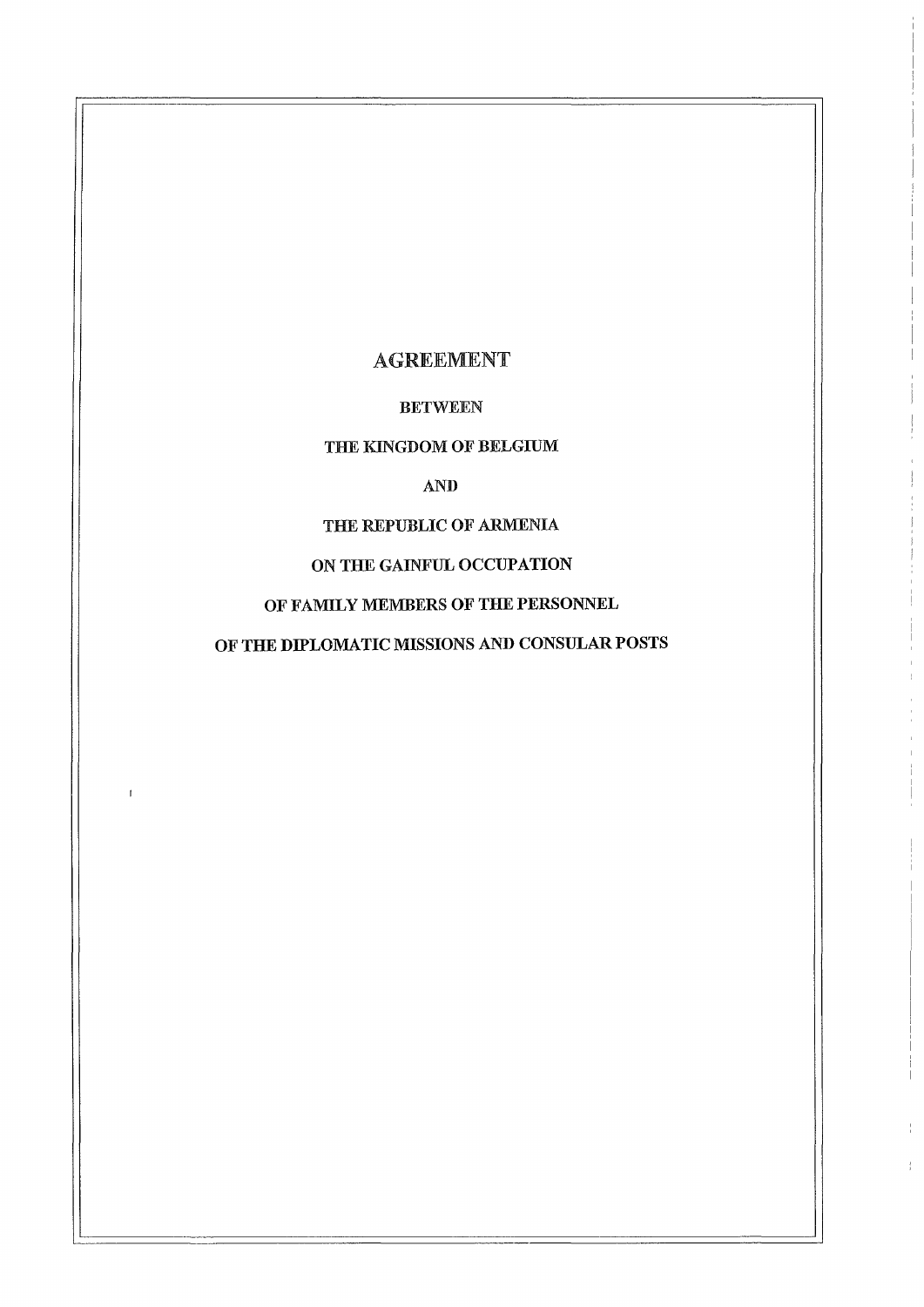# AGREEMENT

**BETWEEN**

**THE KINGDOM OF BELGIUM**

**AND**

**THE REPUBLIC OF ARMENIA**

**ON THE GAINFUL OCCUPATION**

**OF FAMILY MEMBERS OF THE PERSONNEL**

**OF THE DIPLOMATIC MISSIONS AND CONSULAR POSTS**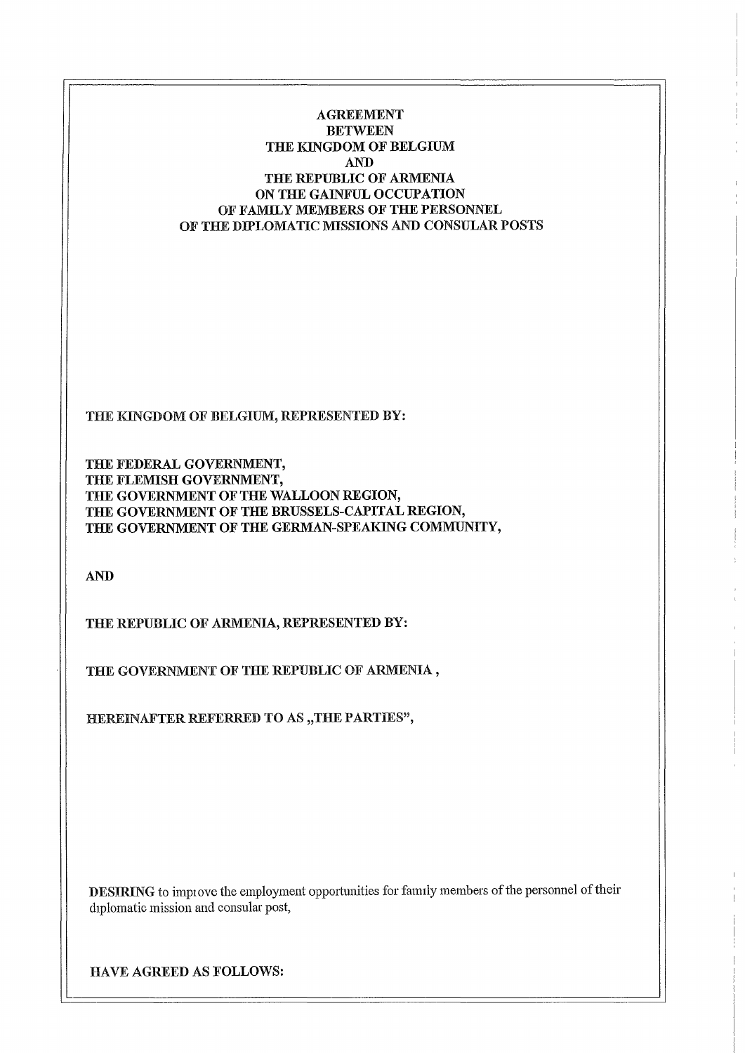**AGREEMENT**
**BETWEEN**
**THE KINGDOM OF BELGIUM**
**AND**
**THE REPUBLIC OF ARMENIA**
**ON THE GAINFUL OCCUPATION**
**OF FAMILY MEMBERS OF THE PERSONNEL**
**OF THE DIPLOMATIC MISSIONS AND CONSULAR POSTS**

**THE KINGDOM OF BELGIUM, REPRESENTED BY:**

**THE FEDERAL GOVERNMENT,**
**THE FLEMISH GOVERNMENT,**
**THE GOVERNMENT OF THE WALLOON REGION,**
**THE GOVERNMENT OF THE BRUSSELS-CAPITAL REGION,**
**THE GOVERNMENT OF THE GERMAN-SPEAKING COMMUNITY,**

**AND**

**THE REPUBLIC OF ARMENIA, REPRESENTED BY:**

**THE GOVERNMENT OF THE REPUBLIC OF ARMENIA ,**

**HEREINAFTER REFERRED TO AS „THE PARTIES",**

**DESIRING** to improve the employment opportunities for family members of the personnel of their diplomatic mission and consular post,

**HAVE AGREED AS FOLLOWS:**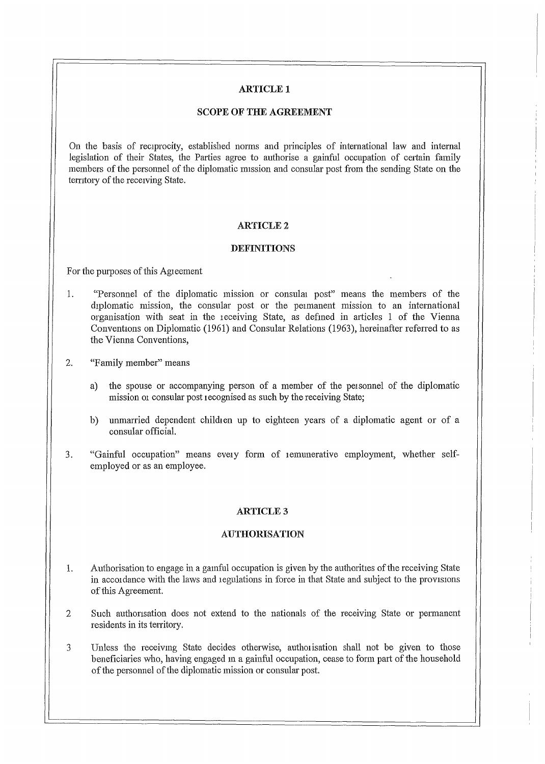## ARTICLE 1

## SCOPE OF THE AGREEMENT

On the basis of reciprocity, established norms and principles of international law and internal legislation of their States, the Parties agree to authorise a gainful occupation of certain family members of the personnel of the diplomatic mission and consular post from the sending State on the territory of the receiving State.

## ARTICLE 2

## DEFINITIONS

For the purposes of this Agreement

1. "Personnel of the diplomatic mission or consular post" means the members of the diplomatic mission, the consular post or the permanent mission to an international organisation with seat in the receiving State, as defined in articles 1 of the Vienna Conventions on Diplomatic (1961) and Consular Relations (1963), hereinafter referred to as the Vienna Conventions,

2. "Family member" means

   a) the spouse or accompanying person of a member of the personnel of the diplomatic mission or consular post recognised as such by the receiving State;

   b) unmarried dependent children up to eighteen years of a diplomatic agent or of a consular official.

3. "Gainful occupation" means every form of remunerative employment, whether self-employed or as an employee.

## ARTICLE 3

## AUTHORISATION

1. Authorisation to engage in a gainful occupation is given by the authorities of the receiving State in accordance with the laws and regulations in force in that State and subject to the provisions of this Agreement.

2. Such authorisation does not extend to the nationals of the receiving State or permanent residents in its territory.

3. Unless the receiving State decides otherwise, authorisation shall not be given to those beneficiaries who, having engaged in a gainful occupation, cease to form part of the household of the personnel of the diplomatic mission or consular post.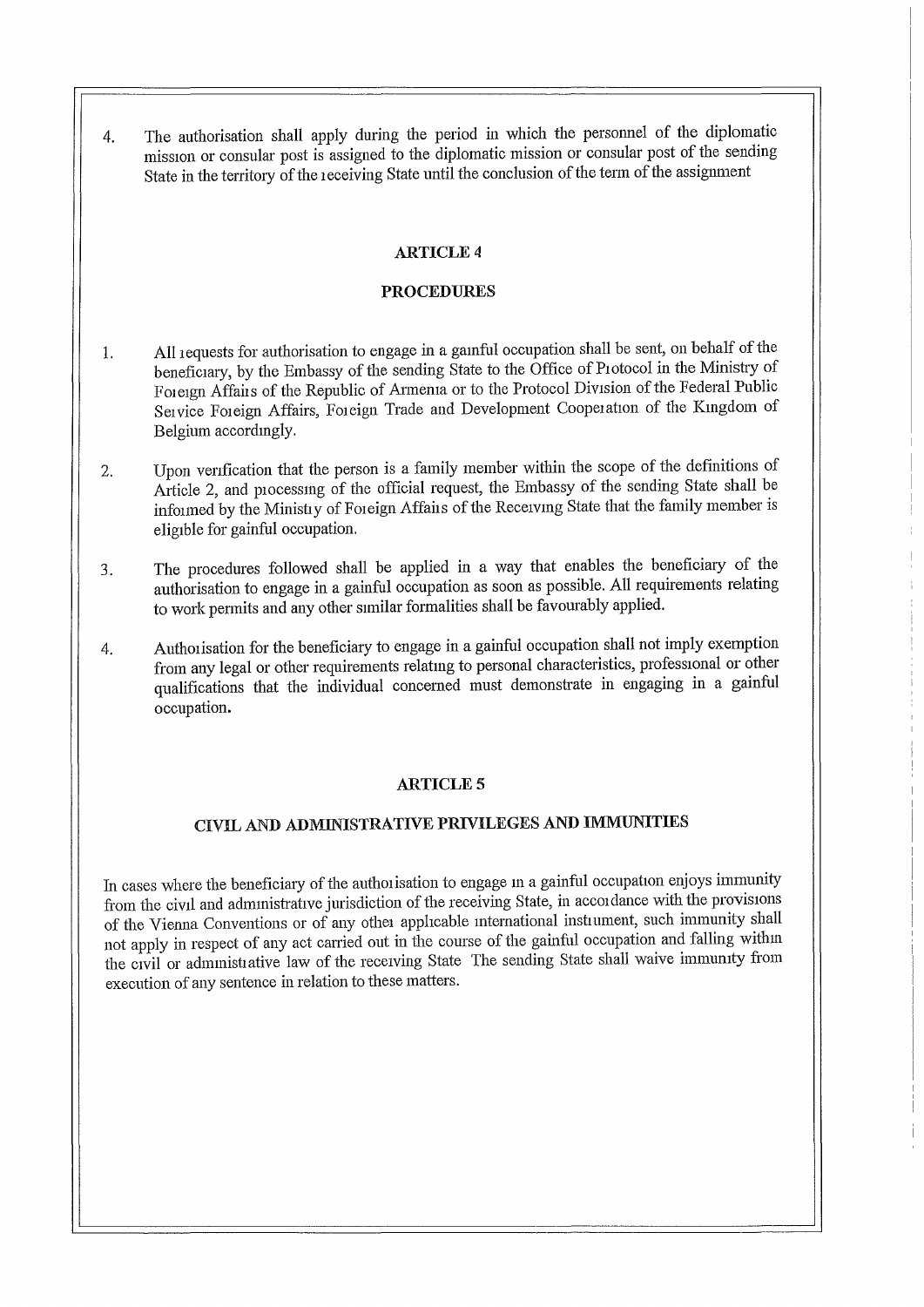4. The authorisation shall apply during the period in which the personnel of the diplomatic mission or consular post is assigned to the diplomatic mission or consular post of the sending State in the territory of the receiving State until the conclusion of the term of the assignment

## ARTICLE 4

## PROCEDURES

1. All requests for authorisation to engage in a gainful occupation shall be sent, on behalf of the beneficiary, by the Embassy of the sending State to the Office of Protocol in the Ministry of Foreign Affairs of the Republic of Armenia or to the Protocol Division of the Federal Public Service Foreign Affairs, Foreign Trade and Development Cooperation of the Kingdom of Belgium accordingly.

2. Upon verification that the person is a family member within the scope of the definitions of Article 2, and processing of the official request, the Embassy of the sending State shall be informed by the Ministry of Foreign Affairs of the Receiving State that the family member is eligible for gainful occupation.

3. The procedures followed shall be applied in a way that enables the beneficiary of the authorisation to engage in a gainful occupation as soon as possible. All requirements relating to work permits and any other similar formalities shall be favourably applied.

4. Authorisation for the beneficiary to engage in a gainful occupation shall not imply exemption from any legal or other requirements relating to personal characteristics, professional or other qualifications that the individual concerned must demonstrate in engaging in a gainful occupation.

## ARTICLE 5

## CIVIL AND ADMINISTRATIVE PRIVILEGES AND IMMUNITIES

In cases where the beneficiary of the authorisation to engage in a gainful occupation enjoys immunity from the civil and administrative jurisdiction of the receiving State, in accordance with the provisions of the Vienna Conventions or of any other applicable international instrument, such immunity shall not apply in respect of any act carried out in the course of the gainful occupation and falling within the civil or administrative law of the receiving State The sending State shall waive immunity from execution of any sentence in relation to these matters.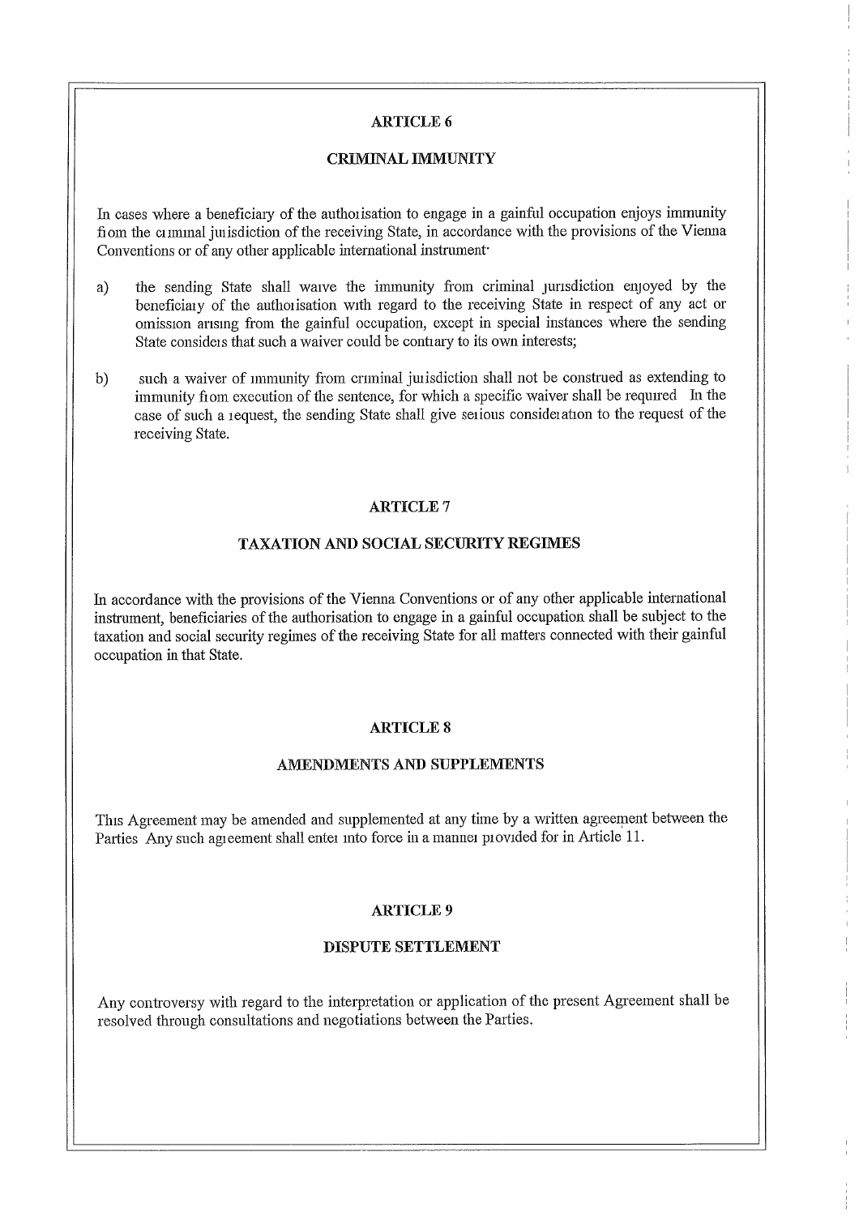## ARTICLE 6

### CRIMINAL IMMUNITY

In cases where a beneficiary of the authorisation to engage in a gainful occupation enjoys immunity from the criminal jurisdiction of the receiving State, in accordance with the provisions of the Vienna Conventions or of any other applicable international instrument:

a) the sending State shall waive the immunity from criminal jurisdiction enjoyed by the beneficiary of the authorisation with regard to the receiving State in respect of any act or omission arising from the gainful occupation, except in special instances where the sending State considers that such a waiver could be contrary to its own interests;

b) such a waiver of immunity from criminal jurisdiction shall not be construed as extending to immunity from execution of the sentence, for which a specific waiver shall be required. In the case of such a request, the sending State shall give serious consideration to the request of the receiving State.

## ARTICLE 7

### TAXATION AND SOCIAL SECURITY REGIMES

In accordance with the provisions of the Vienna Conventions or of any other applicable international instrument, beneficiaries of the authorisation to engage in a gainful occupation shall be subject to the taxation and social security regimes of the receiving State for all matters connected with their gainful occupation in that State.

## ARTICLE 8

### AMENDMENTS AND SUPPLEMENTS

This Agreement may be amended and supplemented at any time by a written agreement between the Parties. Any such agreement shall enter into force in a manner provided for in Article 11.

## ARTICLE 9

### DISPUTE SETTLEMENT

Any controversy with regard to the interpretation or application of the present Agreement shall be resolved through consultations and negotiations between the Parties.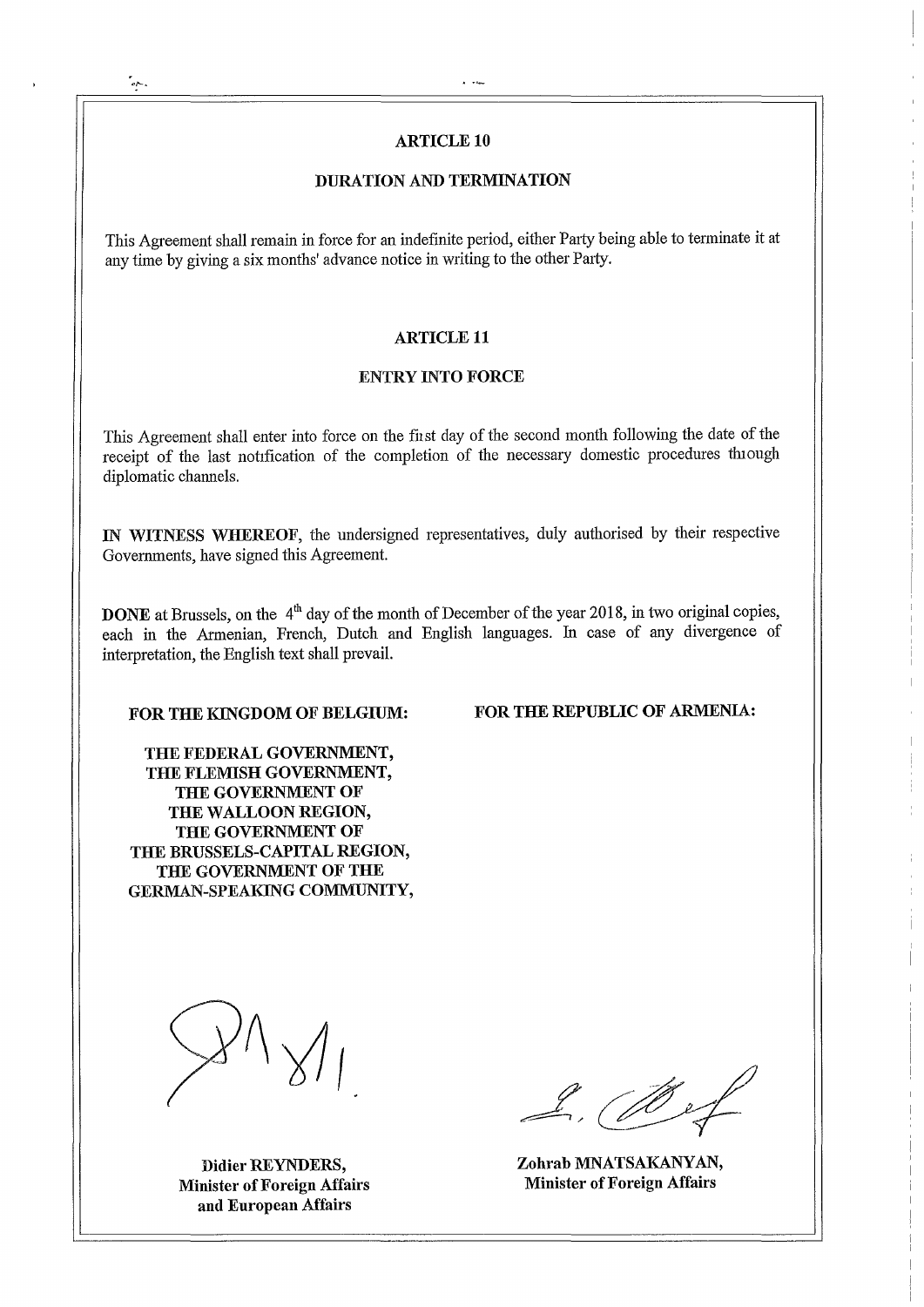## ARTICLE 10

### DURATION AND TERMINATION

This Agreement shall remain in force for an indefinite period, either Party being able to terminate it at any time by giving a six months' advance notice in writing to the other Party.

## ARTICLE 11

### ENTRY INTO FORCE

This Agreement shall enter into force on the first day of the second month following the date of the receipt of the last notification of the completion of the necessary domestic procedures through diplomatic channels.

**IN WITNESS WHEREOF**, the undersigned representatives, duly authorised by their respective Governments, have signed this Agreement.

**DONE** at Brussels, on the 4th day of the month of December of the year 2018, in two original copies, each in the Armenian, French, Dutch and English languages. In case of any divergence of interpretation, the English text shall prevail.

**FOR THE KINGDOM OF BELGIUM:**

**THE FEDERAL GOVERNMENT,**
**THE FLEMISH GOVERNMENT,**
**THE GOVERNMENT OF THE WALLOON REGION,**
**THE GOVERNMENT OF THE BRUSSELS-CAPITAL REGION,**
**THE GOVERNMENT OF THE GERMAN-SPEAKING COMMUNITY,**

**Didier REYNDERS,**
**Minister of Foreign Affairs and European Affairs**

**FOR THE REPUBLIC OF ARMENIA:**

**Zohrab MNATSAKANYAN,**
**Minister of Foreign Affairs**